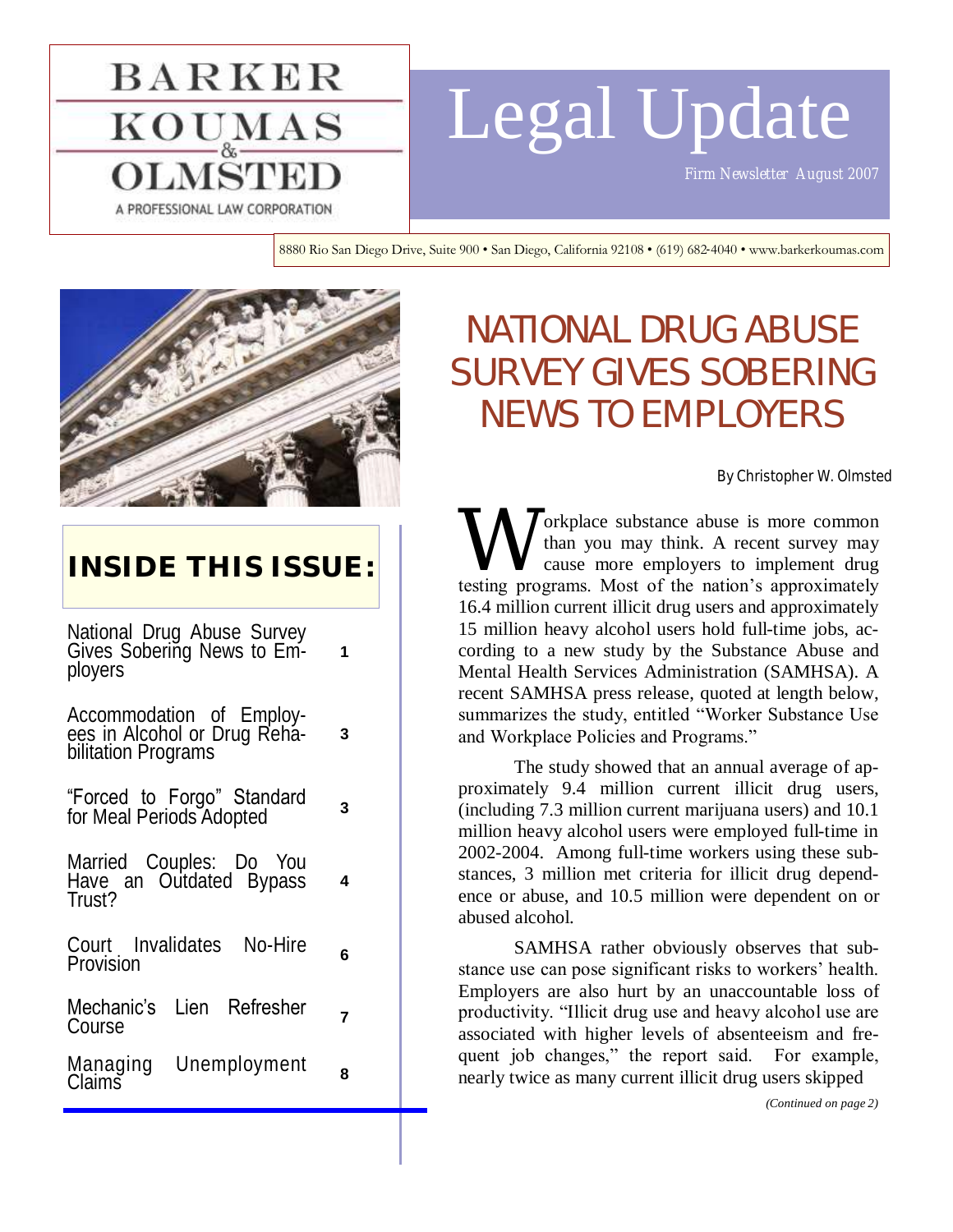# BARKER KOUMAS & OLMSTED

A PROFESSIONAL LAW CORPORATION

# Legal Update

*Firm Newsletter August 2007*

8880 Rio San Diego Drive, Suite 900 • San Diego, California 92108 • (619) 682-4040 • www.barkerkoumas.com

## INSIDE THIS ISSUE:

| | |
|---|---|
| National Drug Abuse Survey Gives Sobering News to Employers | 1 |
| Accommodation of Employees in Alcohol or Drug Rehabilitation Programs | 3 |
| "Forced to Forgo" Standard for Meal Periods Adopted | 3 |
| Married Couples: Do You Have an Outdated Bypass Trust? | 4 |
| Court Invalidates No-Hire Provision | 6 |
| Mechanic's Lien Refresher Course | 7 |
| Managing Unemployment Claims | 8 |

# NATIONAL DRUG ABUSE SURVEY GIVES SOBERING NEWS TO EMPLOYERS

By Christopher W. Olmsted

Workplace substance abuse is more common than you may think. A recent survey may cause more employers to implement drug testing programs. Most of the nation's approximately 16.4 million current illicit drug users and approximately 15 million heavy alcohol users hold full-time jobs, according to a new study by the Substance Abuse and Mental Health Services Administration (SAMHSA). A recent SAMHSA press release, quoted at length below, summarizes the study, entitled "Worker Substance Use and Workplace Policies and Programs."

The study showed that an annual average of approximately 9.4 million current illicit drug users, (including 7.3 million current marijuana users) and 10.1 million heavy alcohol users were employed full-time in 2002-2004. Among full-time workers using these substances, 3 million met criteria for illicit drug dependence or abuse, and 10.5 million were dependent on or abused alcohol.

SAMHSA rather obviously observes that substance use can pose significant risks to workers' health. Employers are also hurt by an unaccountable loss of productivity. "Illicit drug use and heavy alcohol use are associated with higher levels of absenteeism and frequent job changes," the report said. For example, nearly twice as many current illicit drug users skipped

*(Continued on page 2)*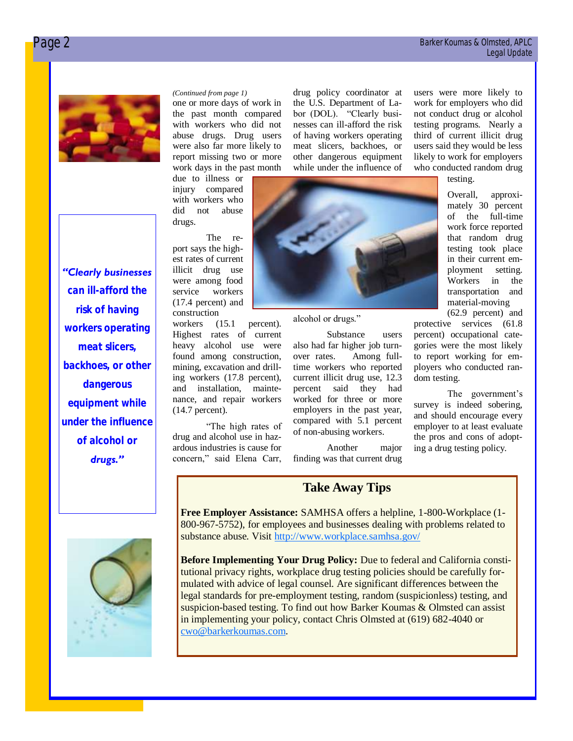*(Continued from page 1)*

one or more days of work in the past month compared with workers who did not abuse drugs. Drug users were also far more likely to report missing two or more work days in the past month due to illness or injury compared with workers who did not abuse drugs.

The report says the highest rates of current illicit drug use were among food service workers (17.4 percent) and construction workers (15.1 percent). Highest rates of current heavy alcohol use were found among construction, mining, excavation and drilling workers (17.8 percent), and installation, maintenance, and repair workers (14.7 percent).

"The high rates of drug and alcohol use in hazardous industries is cause for concern," said Elena Carr, drug policy coordinator at the U.S. Department of Labor (DOL). "Clearly businesses can ill-afford the risk of having workers operating meat slicers, backhoes, or other dangerous equipment while under the influence of alcohol or drugs."

*"Clearly businesses can ill-afford the risk of having workers operating meat slicers, backhoes, or other dangerous equipment while under the influence of alcohol or drugs."*

Substance users also had far higher job turnover rates. Among full-time workers who reported current illicit drug use, 12.3 percent said they had worked for three or more employers in the past year, compared with 5.1 percent of non-abusing workers.

Another major finding was that current drug users were more likely to work for employers who did not conduct drug or alcohol testing programs. Nearly a third of current illicit drug users said they would be less likely to work for employers who conducted random drug testing.

Overall, approximately 30 percent of the full-time work force reported that random drug testing took place in their current employment setting. Workers in the transportation and material-moving (62.9 percent) and protective services (61.8 percent) occupational categories were the most likely to report working for employers who conducted random testing.

The government's survey is indeed sobering, and should encourage every employer to at least evaluate the pros and cons of adopting a drug testing policy.

## Take Away Tips

**Free Employer Assistance:** SAMHSA offers a helpline, 1-800-Workplace (1-800-967-5752), for employees and businesses dealing with problems related to substance abuse. Visit http://www.workplace.samhsa.gov/

**Before Implementing Your Drug Policy:** Due to federal and California constitutional privacy rights, workplace drug testing policies should be carefully formulated with advice of legal counsel. Are significant differences between the legal standards for pre-employment testing, random (suspicionless) testing, and suspicion-based testing. To find out how Barker Koumas & Olmsted can assist in implementing your policy, contact Chris Olmsted at (619) 682-4040 or cwo@barkerkoumas.com.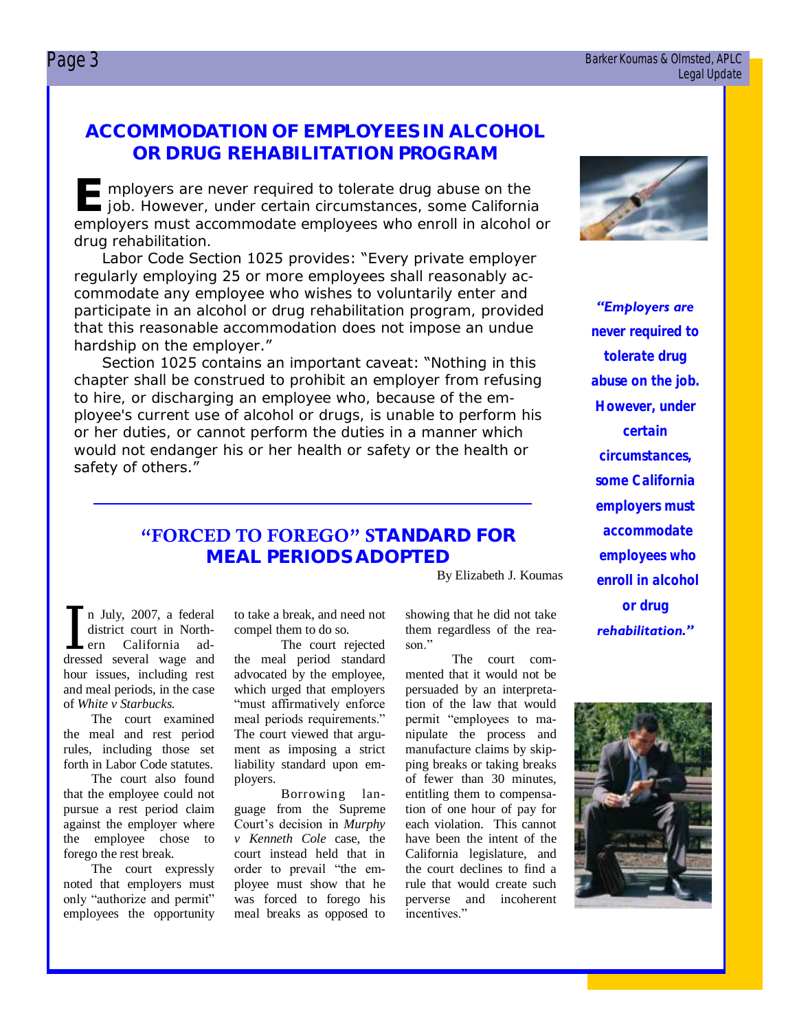## ACCOMMODATION OF EMPLOYEES IN ALCOHOL OR DRUG REHABILITATION PROGRAM

Employers are never required to tolerate drug abuse on the job. However, under certain circumstances, some California employers must accommodate employees who enroll in alcohol or drug rehabilitation.

Labor Code Section 1025 provides: "Every private employer regularly employing 25 or more employees shall reasonably accommodate any employee who wishes to voluntarily enter and participate in an alcohol or drug rehabilitation program, provided that this reasonable accommodation does not impose an undue hardship on the employer."

Section 1025 contains an important caveat: "Nothing in this chapter shall be construed to prohibit an employer from refusing to hire, or discharging an employee who, because of the employee's current use of alcohol or drugs, is unable to perform his or her duties, or cannot perform the duties in a manner which would not endanger his or her health or safety or the health or safety of others."

***"Employers are never required to tolerate drug abuse on the job. However, under certain circumstances, some California employers must accommodate employees who enroll in alcohol or drug rehabilitation."***

---

## "FORCED TO FOREGO" STANDARD FOR MEAL PERIODS ADOPTED

By Elizabeth J. Koumas

In July, 2007, a federal district court in Northern California addressed several wage and hour issues, including rest and meal periods, in the case of *White v Starbucks.*

The court examined the meal and rest period rules, including those set forth in Labor Code statutes.

The court also found that the employee could not pursue a rest period claim against the employer where the employee chose to forego the rest break.

The court expressly noted that employers must only "authorize and permit" employees the opportunity to take a break, and need not compel them to do so.

The court rejected the meal period standard advocated by the employee, which urged that employers "must affirmatively enforce meal periods requirements." The court viewed that argument as imposing a strict liability standard upon employers.

Borrowing language from the Supreme Court's decision in *Murphy v Kenneth Cole* case, the court instead held that in order to prevail "the employee must show that he was forced to forego his meal breaks as opposed to showing that he did not take them regardless of the reason."

The court commented that it would not be persuaded by an interpretation of the law that would permit "employees to manipulate the process and manufacture claims by skipping breaks or taking breaks of fewer than 30 minutes, entitling them to compensation of one hour of pay for each violation. This cannot have been the intent of the California legislature, and the court declines to find a rule that would create such perverse and incoherent incentives."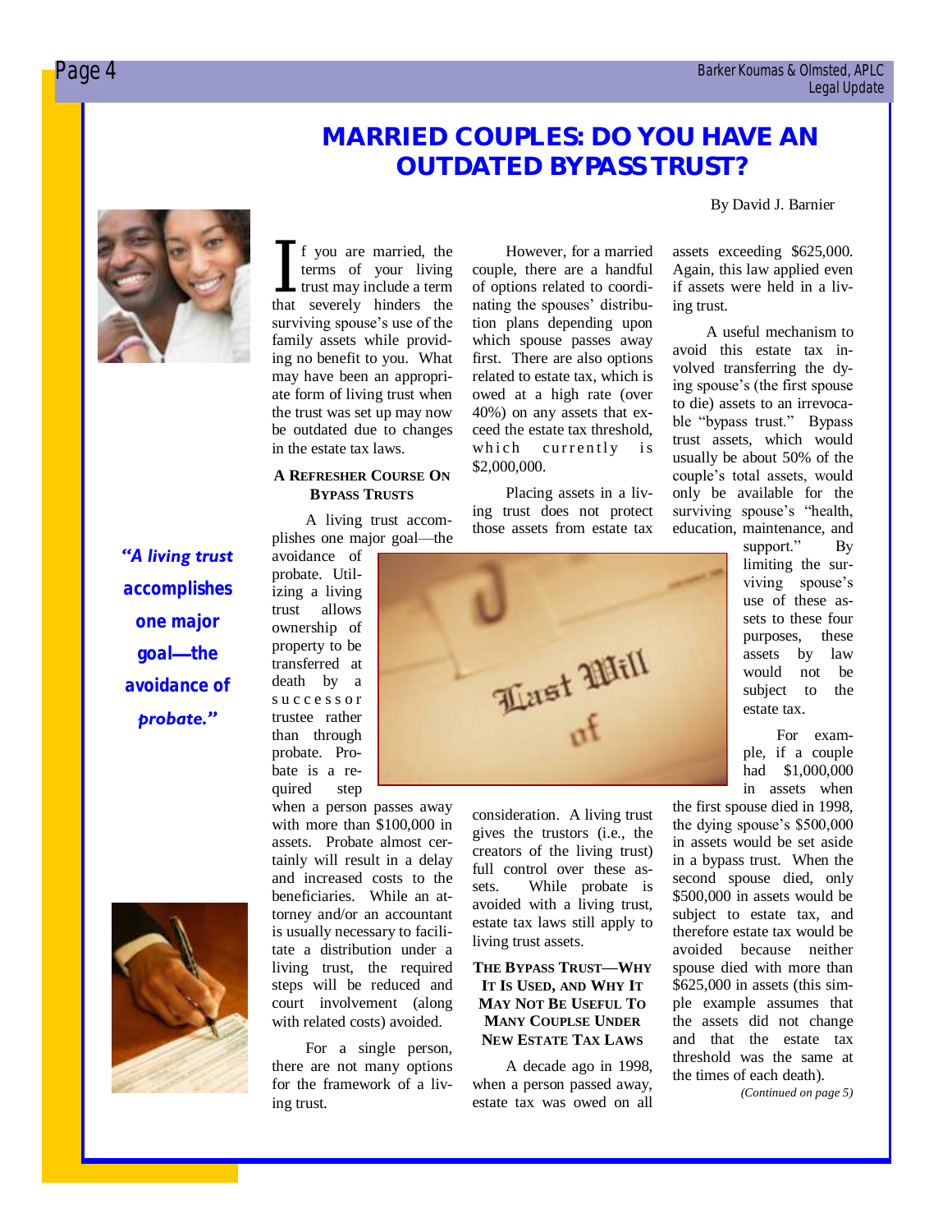# MARRIED COUPLES: DO YOU HAVE AN OUTDATED BYPASS TRUST?

By David J. Barnier

If you are married, the terms of your living trust may include a term that severely hinders the surviving spouse's use of the family assets while providing no benefit to you. What may have been an appropriate form of living trust when the trust was set up may now be outdated due to changes in the estate tax laws.

### A Refresher Course On Bypass Trusts

A living trust accomplishes one major goal—the avoidance of probate. Utilizing a living trust allows ownership of property to be transferred at death by a successor trustee rather than through probate. Probate is a required step when a person passes away with more than $100,000 in assets. Probate almost certainly will result in a delay and increased costs to the beneficiaries. While an attorney and/or an accountant is usually necessary to facilitate a distribution under a living trust, the required steps will be reduced and court involvement (along with related costs) avoided.

*"A living trust accomplishes one major goal—the avoidance of probate."*

For a single person, there are not many options for the framework of a living trust.

However, for a married couple, there are a handful of options related to coordinating the spouses' distribution plans depending upon which spouse passes away first. There are also options related to estate tax, which is owed at a high rate (over 40%) on any assets that exceed the estate tax threshold, which currently is $2,000,000.

Placing assets in a living trust does not protect those assets from estate tax consideration. A living trust gives the trustors (i.e., the creators of the living trust) full control over these assets. While probate is avoided with a living trust, estate tax laws still apply to living trust assets.

### The Bypass Trust—Why It Is Used, and Why It May Not Be Useful To Many Couplse Under New Estate Tax Laws

A decade ago in 1998, when a person passed away, estate tax was owed on all assets exceeding $625,000. Again, this law applied even if assets were held in a living trust.

A useful mechanism to avoid this estate tax involved transferring the dying spouse's (the first spouse to die) assets to an irrevocable "bypass trust." Bypass trust assets, which would usually be about 50% of the couple's total assets, would only be available for the surviving spouse's "health, education, maintenance, and support." By limiting the surviving spouse's use of these assets to these four purposes, these assets by law would not be subject to the estate tax.

For example, if a couple had $1,000,000 in assets when the first spouse died in 1998, the dying spouse's $500,000 in assets would be set aside in a bypass trust. When the second spouse died, only $500,000 in assets would be subject to estate tax, and therefore estate tax would be avoided because neither spouse died with more than $625,000 in assets (this simple example assumes that the assets did not change and that the estate tax threshold was the same at the times of each death).

*(Continued on page 5)*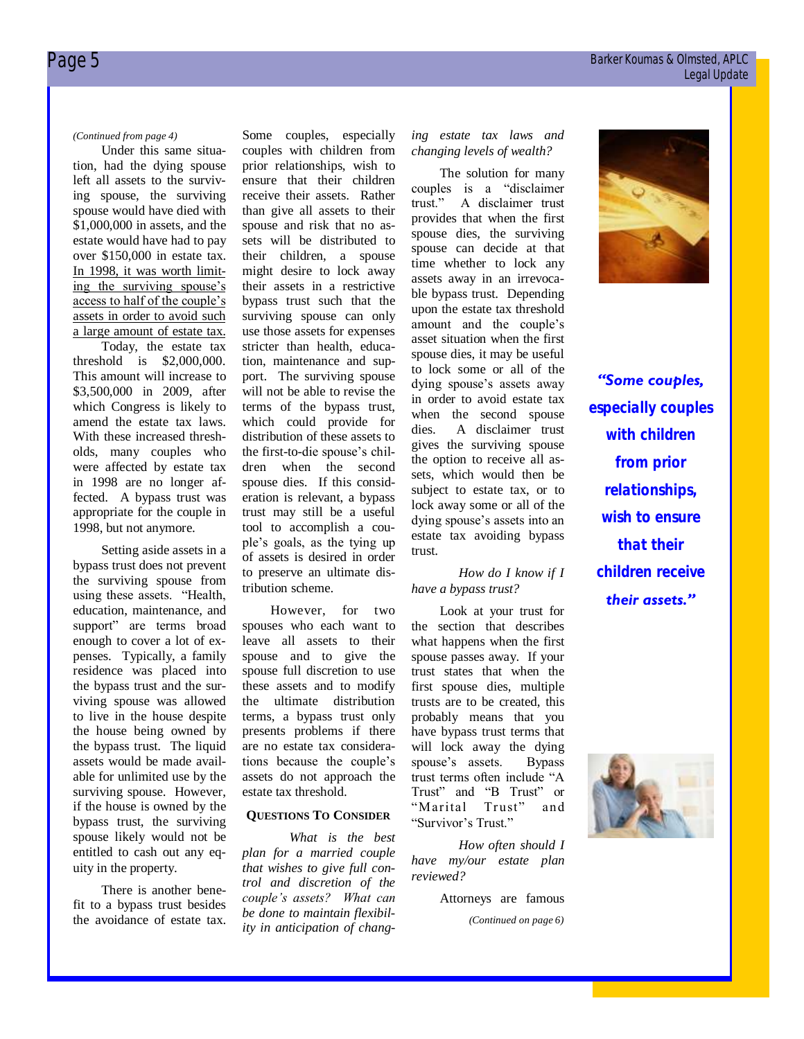*(Continued from page 4)*

Under this same situation, had the dying spouse left all assets to the surviving spouse, the surviving spouse would have died with $1,000,000 in assets, and the estate would have had to pay over $150,000 in estate tax. In 1998, it was worth limiting the surviving spouse's access to half of the couple's assets in order to avoid such a large amount of estate tax.

Today, the estate tax threshold is $2,000,000. This amount will increase to $3,500,000 in 2009, after which Congress is likely to amend the estate tax laws. With these increased thresholds, many couples who were affected by estate tax in 1998 are no longer affected. A bypass trust was appropriate for the couple in 1998, but not anymore.

Setting aside assets in a bypass trust does not prevent the surviving spouse from using these assets. "Health, education, maintenance, and support" are terms broad enough to cover a lot of expenses. Typically, a family residence was placed into the bypass trust and the surviving spouse was allowed to live in the house despite the house being owned by the bypass trust. The liquid assets would be made available for unlimited use by the surviving spouse. However, if the house is owned by the bypass trust, the surviving spouse likely would not be entitled to cash out any equity in the property.

There is another benefit to a bypass trust besides the avoidance of estate tax. Some couples, especially couples with children from prior relationships, wish to ensure that their children receive their assets. Rather than give all assets to their spouse and risk that no assets will be distributed to their children, a spouse might desire to lock away their assets in a restrictive bypass trust such that the surviving spouse can only use those assets for expenses stricter than health, education, maintenance and support. The surviving spouse will not be able to revise the terms of the bypass trust, which could provide for distribution of these assets to the first-to-die spouse's children when the second spouse dies. If this consideration is relevant, a bypass trust may still be a useful tool to accomplish a couple's goals, as the tying up of assets is desired in order to preserve an ultimate distribution scheme.

However, for two spouses who each want to leave all assets to their spouse and to give the spouse full discretion to use these assets and to modify the ultimate distribution terms, a bypass trust only presents problems if there are no estate tax considerations because the couple's assets do not approach the estate tax threshold.

**Questions To Consider**

*What is the best plan for a married couple that wishes to give full control and discretion of the couple's assets? What can be done to maintain flexibility in anticipation of changing estate tax laws and changing levels of wealth?*

The solution for many couples is a "disclaimer trust." A disclaimer trust provides that when the first spouse dies, the surviving spouse can decide at that time whether to lock any assets away in an irrevocable bypass trust. Depending upon the estate tax threshold amount and the couple's asset situation when the first spouse dies, it may be useful to lock some or all of the dying spouse's assets away in order to avoid estate tax when the second spouse dies. A disclaimer trust gives the surviving spouse the option to receive all assets, which would then be subject to estate tax, or to lock away some or all of the dying spouse's assets into an estate tax avoiding bypass trust.

*How do I know if I have a bypass trust?*

Look at your trust for the section that describes what happens when the first spouse passes away. If your trust states that when the first spouse dies, multiple trusts are to be created, this probably means that you have bypass trust terms that will lock away the dying spouse's assets. Bypass trust terms often include "A Trust" and "B Trust" or "Marital Trust" and "Survivor's Trust."

*How often should I have my/our estate plan reviewed?*

Attorneys are famous

*(Continued on page 6)*

***"Some couples, especially couples with children from prior relationships, wish to ensure that their children receive their assets."***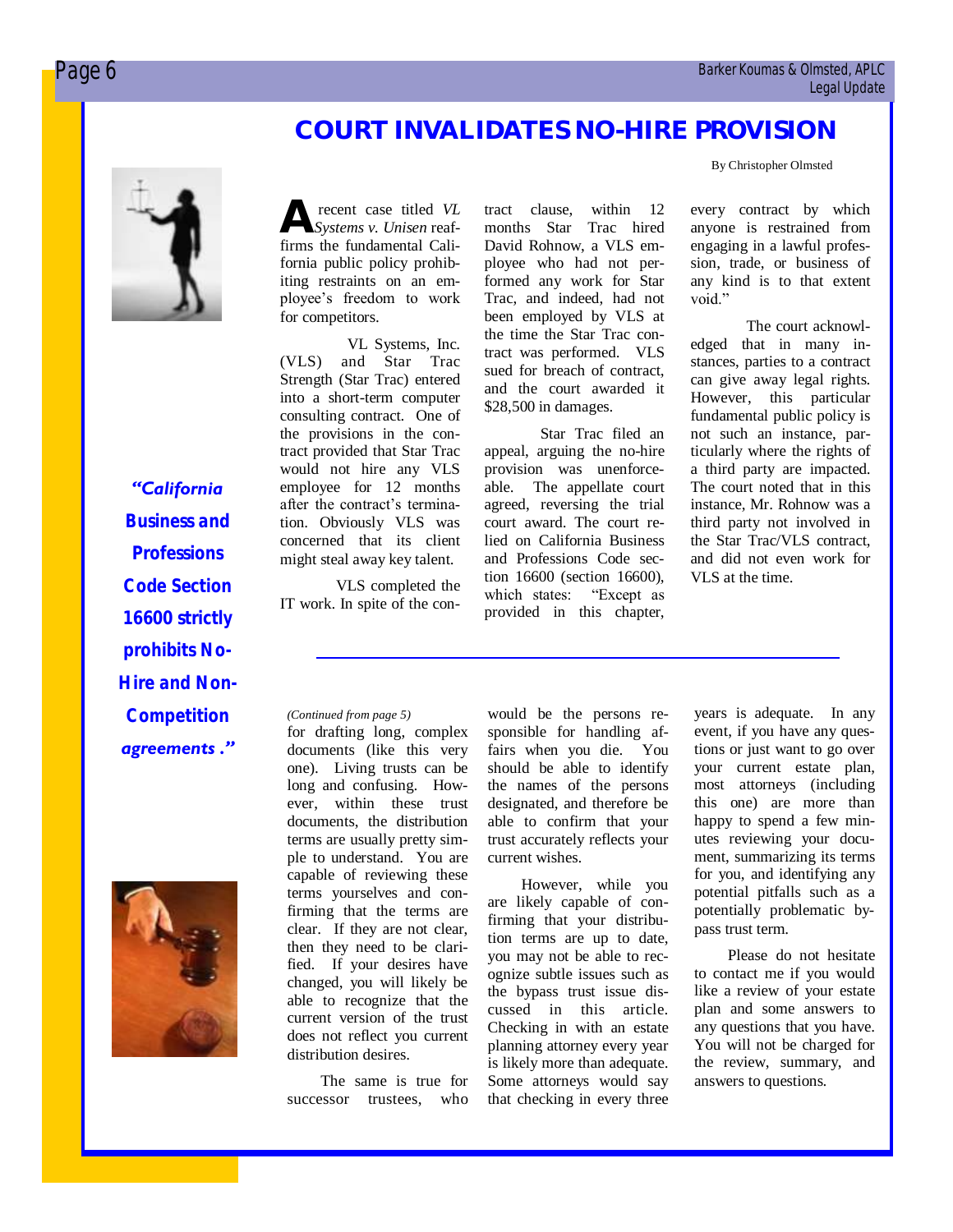# COURT INVALIDATES NO-HIRE PROVISION

By Christopher Olmsted

A recent case titled *VL Systems v. Unisen* reaffirms the fundamental California public policy prohibiting restraints on an employee's freedom to work for competitors.

VL Systems, Inc. (VLS) and Star Trac Strength (Star Trac) entered into a short-term computer consulting contract. One of the provisions in the contract provided that Star Trac would not hire any VLS employee for 12 months after the contract's termination. Obviously VLS was concerned that its client might steal away key talent.

VLS completed the IT work. In spite of the contract clause, within 12 months Star Trac hired David Rohnow, a VLS employee who had not performed any work for Star Trac, and indeed, had not been employed by VLS at the time the Star Trac contract was performed. VLS sued for breach of contract, and the court awarded it $28,500 in damages.

Star Trac filed an appeal, arguing the no-hire provision was unenforceable. The appellate court agreed, reversing the trial court award. The court relied on California Business and Professions Code section 16600 (section 16600), which states: "Except as provided in this chapter, every contract by which anyone is restrained from engaging in a lawful profession, trade, or business of any kind is to that extent void."

The court acknowledged that in many instances, parties to a contract can give away legal rights. However, this particular fundamental public policy is not such an instance, particularly where the rights of a third party are impacted. The court noted that in this instance, Mr. Rohnow was a third party not involved in the Star Trac/VLS contract, and did not even work for VLS at the time.

> ***"California Business and Professions Code Section 16600 strictly prohibits No-Hire and Non-Competition agreements ."***

---

*(Continued from page 5)*

for drafting long, complex documents (like this very one). Living trusts can be long and confusing. However, within these trust documents, the distribution terms are usually pretty simple to understand. You are capable of reviewing these terms yourselves and confirming that the terms are clear. If they are not clear, then they need to be clarified. If your desires have changed, you will likely be able to recognize that the current version of the trust does not reflect you current distribution desires.

The same is true for successor trustees, who would be the persons responsible for handling affairs when you die. You should be able to identify the names of the persons designated, and therefore be able to confirm that your trust accurately reflects your current wishes.

However, while you are likely capable of confirming that your distribution terms are up to date, you may not be able to recognize subtle issues such as the bypass trust issue discussed in this article. Checking in with an estate planning attorney every year is likely more than adequate. Some attorneys would say that checking in every three years is adequate. In any event, if you have any questions or just want to go over your current estate plan, most attorneys (including this one) are more than happy to spend a few minutes reviewing your document, summarizing its terms for you, and identifying any potential pitfalls such as a potentially problematic bypass trust term.

Please do not hesitate to contact me if you would like a review of your estate plan and some answers to any questions that you have. You will not be charged for the review, summary, and answers to questions.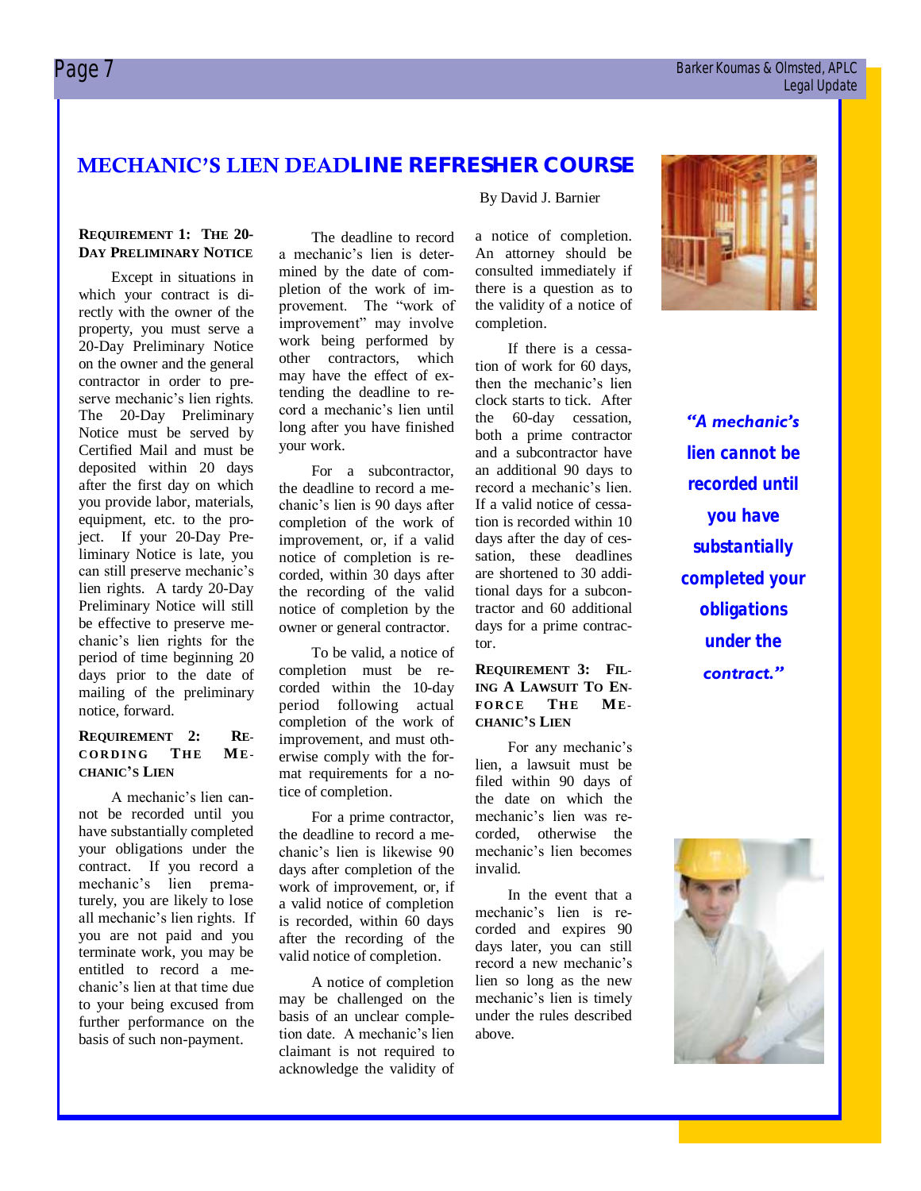## MECHANIC'S LIEN DEADLINE REFRESHER COURSE

By David J. Barnier

### Requirement 1: The 20-Day Preliminary Notice

Except in situations in which your contract is directly with the owner of the property, you must serve a 20-Day Preliminary Notice on the owner and the general contractor in order to preserve mechanic's lien rights. The 20-Day Preliminary Notice must be served by Certified Mail and must be deposited within 20 days after the first day on which you provide labor, materials, equipment, etc. to the project. If your 20-Day Preliminary Notice is late, you can still preserve mechanic's lien rights. A tardy 20-Day Preliminary Notice will still be effective to preserve mechanic's lien rights for the period of time beginning 20 days prior to the date of mailing of the preliminary notice, forward.

### Requirement 2: Recording the Mechanic's Lien

A mechanic's lien cannot be recorded until you have substantially completed your obligations under the contract. If you record a mechanic's lien prematurely, you are likely to lose all mechanic's lien rights. If you are not paid and you terminate work, you may be entitled to record a mechanic's lien at that time due to your being excused from further performance on the basis of such non-payment.

The deadline to record a mechanic's lien is determined by the date of completion of the work of improvement. The "work of improvement" may involve work being performed by other contractors, which may have the effect of extending the deadline to record a mechanic's lien until long after you have finished your work.

For a subcontractor, the deadline to record a mechanic's lien is 90 days after completion of the work of improvement, or, if a valid notice of completion is recorded, within 30 days after the recording of the valid notice of completion by the owner or general contractor.

To be valid, a notice of completion must be recorded within the 10-day period following actual completion of the work of improvement, and must otherwise comply with the format requirements for a notice of completion.

For a prime contractor, the deadline to record a mechanic's lien is likewise 90 days after completion of the work of improvement, or, if a valid notice of completion is recorded, within 60 days after the recording of the valid notice of completion.

A notice of completion may be challenged on the basis of an unclear completion date. A mechanic's lien claimant is not required to acknowledge the validity of a notice of completion. An attorney should be consulted immediately if there is a question as to the validity of a notice of completion.

If there is a cessation of work for 60 days, then the mechanic's lien clock starts to tick. After the 60-day cessation, both a prime contractor and a subcontractor have an additional 90 days to record a mechanic's lien. If a valid notice of cessation is recorded within 10 days after the day of cessation, these deadlines are shortened to 30 additional days for a subcontractor and 60 additional days for a prime contractor.

### Requirement 3: Filing a Lawsuit to Enforce the Mechanic's Lien

For any mechanic's lien, a lawsuit must be filed within 90 days of the date on which the mechanic's lien was recorded, otherwise the mechanic's lien becomes invalid.

In the event that a mechanic's lien is recorded and expires 90 days later, you can still record a new mechanic's lien so long as the new mechanic's lien is timely under the rules described above.

> ***"A mechanic's lien cannot be recorded until you have substantially completed your obligations under the contract."***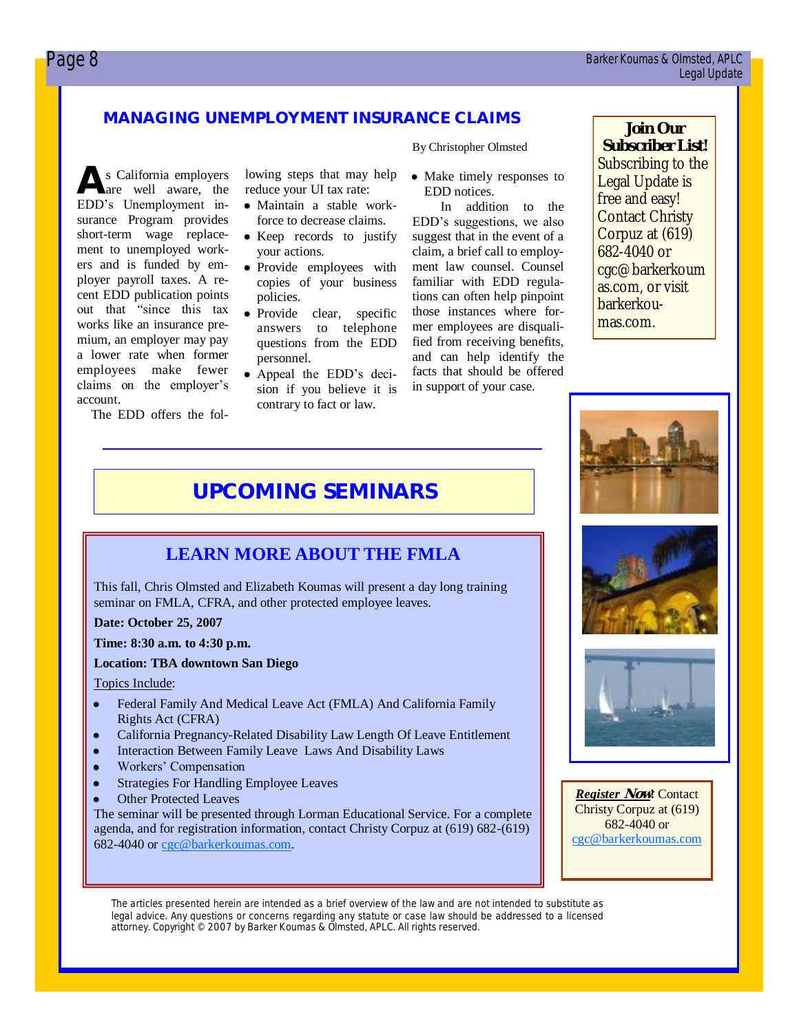## MANAGING UNEMPLOYMENT INSURANCE CLAIMS

By Christopher Olmsted

As California employers are well aware, the EDD's Unemployment Insurance Program provides short-term wage replacement to unemployed workers and is funded by employer payroll taxes. A recent EDD publication points out that "since this tax works like an insurance premium, an employer may pay a lower rate when former employees make fewer claims on the employer's account.

The EDD offers the following steps that may help reduce your UI tax rate:

- Maintain a stable workforce to decrease claims.
- Keep records to justify your actions.
- Provide employees with copies of your business policies.
- Provide clear, specific answers to telephone questions from the EDD personnel.
- Appeal the EDD's decision if you believe it is contrary to fact or law.
- Make timely responses to EDD notices.

In addition to the EDD's suggestions, we also suggest that in the event of a claim, a brief call to employment law counsel. Counsel familiar with EDD regulations can often help pinpoint those instances where former employees are disqualified from receiving benefits, and can help identify the facts that should be offered in support of your case.

**Join Our Subscriber List!**

Subscribing to the Legal Update is free and easy! Contact Christy Corpuz at (619) 682-4040 or cgc@barkerkoumas.com, or visit barkerkoumas.com.

## UPCOMING SEMINARS

### LEARN MORE ABOUT THE FMLA

This fall, Chris Olmsted and Elizabeth Koumas will present a day long training seminar on FMLA, CFRA, and other protected employee leaves.

**Date: October 25, 2007**

**Time: 8:30 a.m. to 4:30 p.m.**

**Location: TBA downtown San Diego**

Topics Include:

- Federal Family And Medical Leave Act (FMLA) And California Family Rights Act (CFRA)
- California Pregnancy-Related Disability Law Length Of Leave Entitlement
- Interaction Between Family Leave Laws And Disability Laws
- Workers' Compensation
- Strategies For Handling Employee Leaves
- Other Protected Leaves

The seminar will be presented through Lorman Educational Service. For a complete agenda, and for registration information, contact Christy Corpuz at (619) 682-(619) 682-4040 or cgc@barkerkoumas.com.

***Register Now!*** Contact Christy Corpuz at (619) 682-4040 or cgc@barkerkoumas.com

The articles presented herein are intended as a brief overview of the law and are not intended to substitute as legal advice. Any questions or concerns regarding any statute or case law should be addressed to a licensed attorney. Copyright © 2007 by Barker Koumas & Olmsted, APLC. All rights reserved.